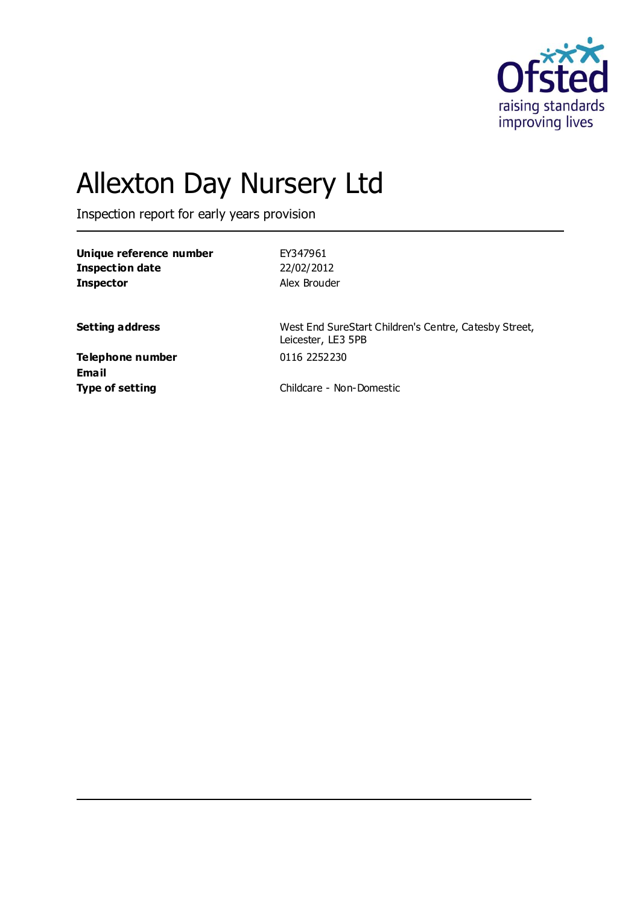# Allexton Day Nursery Ltd

Inspection report for early years provision

| | |
|---|---|
| **Unique reference number** | EY347961 |
| **Inspection date** | 22/02/2012 |
| **Inspector** | Alex Brouder |

| | |
|---|---|
| **Setting address** | West End SureStart Children's Centre, Catesby Street, Leicester, LE3 5PB |
| **Telephone number** | 0116 2252230 |
| **Email** | |
| **Type of setting** | Childcare - Non-Domestic |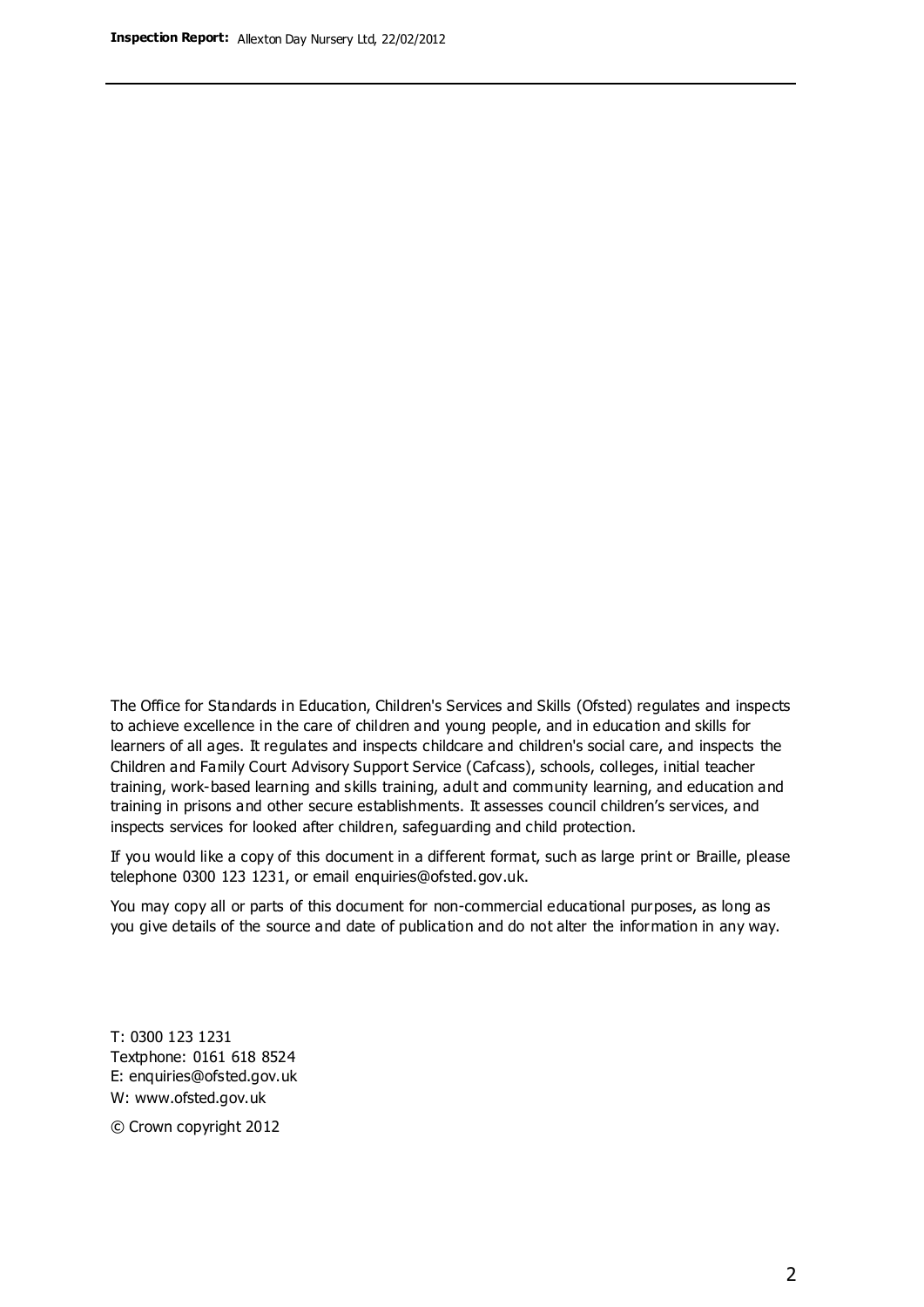The Office for Standards in Education, Children's Services and Skills (Ofsted) regulates and inspects to achieve excellence in the care of children and young people, and in education and skills for learners of all ages. It regulates and inspects childcare and children's social care, and inspects the Children and Family Court Advisory Support Service (Cafcass), schools, colleges, initial teacher training, work-based learning and skills training, adult and community learning, and education and training in prisons and other secure establishments. It assesses council children's services, and inspects services for looked after children, safeguarding and child protection.

If you would like a copy of this document in a different format, such as large print or Braille, please telephone 0300 123 1231, or email enquiries@ofsted.gov.uk.

You may copy all or parts of this document for non-commercial educational purposes, as long as you give details of the source and date of publication and do not alter the information in any way.

T: 0300 123 1231
Textphone: 0161 618 8524
E: enquiries@ofsted.gov.uk
W: www.ofsted.gov.uk

© Crown copyright 2012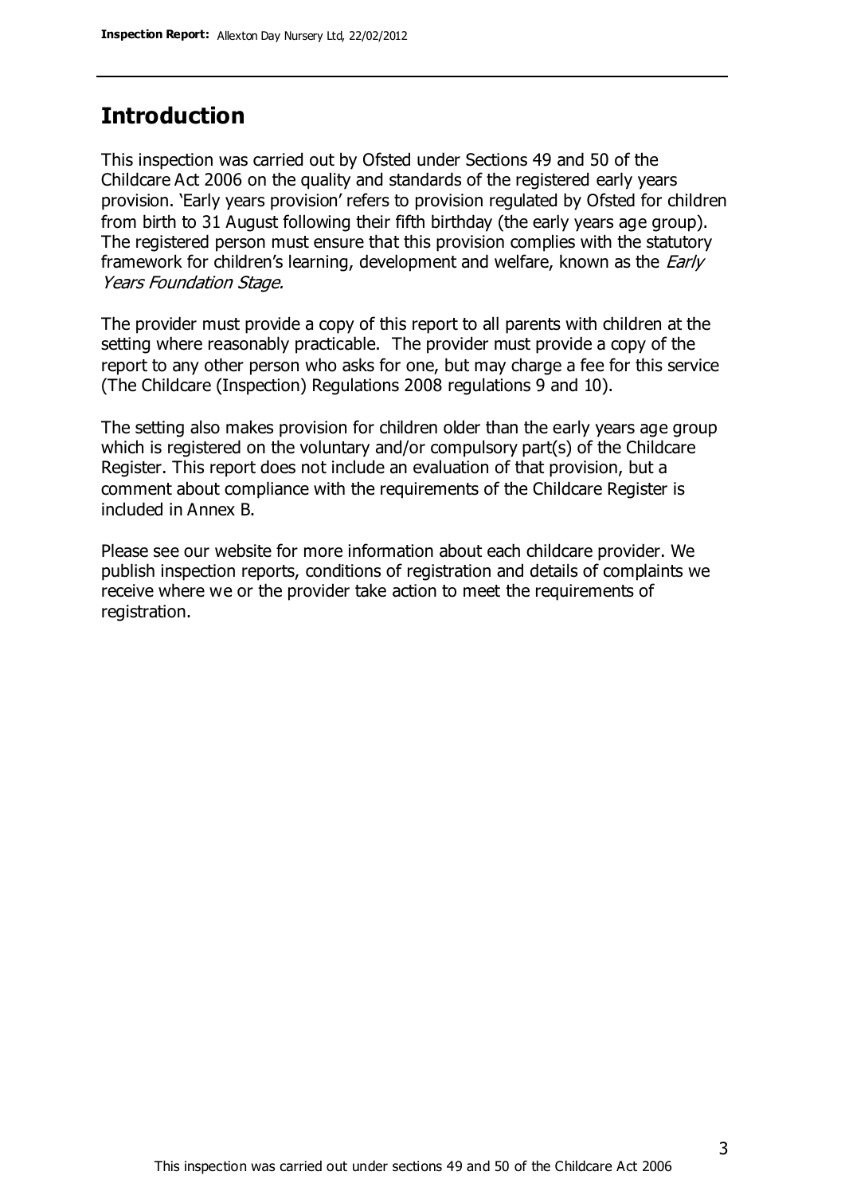## Introduction

This inspection was carried out by Ofsted under Sections 49 and 50 of the Childcare Act 2006 on the quality and standards of the registered early years provision. 'Early years provision' refers to provision regulated by Ofsted for children from birth to 31 August following their fifth birthday (the early years age group). The registered person must ensure that this provision complies with the statutory framework for children's learning, development and welfare, known as the *Early Years Foundation Stage.*

The provider must provide a copy of this report to all parents with children at the setting where reasonably practicable. The provider must provide a copy of the report to any other person who asks for one, but may charge a fee for this service (The Childcare (Inspection) Regulations 2008 regulations 9 and 10).

The setting also makes provision for children older than the early years age group which is registered on the voluntary and/or compulsory part(s) of the Childcare Register. This report does not include an evaluation of that provision, but a comment about compliance with the requirements of the Childcare Register is included in Annex B.

Please see our website for more information about each childcare provider. We publish inspection reports, conditions of registration and details of complaints we receive where we or the provider take action to meet the requirements of registration.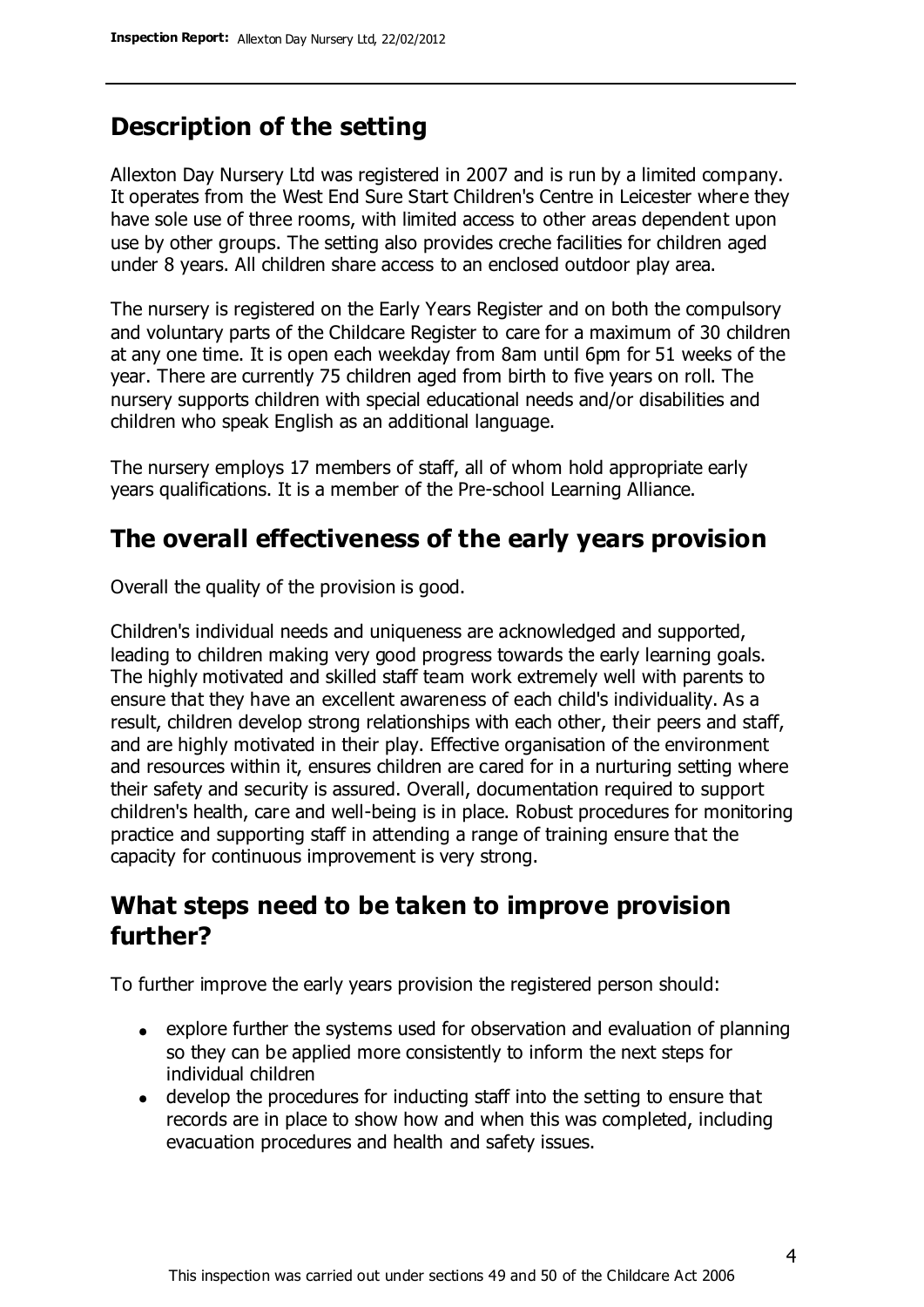## Description of the setting

Allexton Day Nursery Ltd was registered in 2007 and is run by a limited company. It operates from the West End Sure Start Children's Centre in Leicester where they have sole use of three rooms, with limited access to other areas dependent upon use by other groups. The setting also provides creche facilities for children aged under 8 years. All children share access to an enclosed outdoor play area.

The nursery is registered on the Early Years Register and on both the compulsory and voluntary parts of the Childcare Register to care for a maximum of 30 children at any one time. It is open each weekday from 8am until 6pm for 51 weeks of the year. There are currently 75 children aged from birth to five years on roll. The nursery supports children with special educational needs and/or disabilities and children who speak English as an additional language.

The nursery employs 17 members of staff, all of whom hold appropriate early years qualifications. It is a member of the Pre-school Learning Alliance.

## The overall effectiveness of the early years provision

Overall the quality of the provision is good.

Children's individual needs and uniqueness are acknowledged and supported, leading to children making very good progress towards the early learning goals. The highly motivated and skilled staff team work extremely well with parents to ensure that they have an excellent awareness of each child's individuality. As a result, children develop strong relationships with each other, their peers and staff, and are highly motivated in their play. Effective organisation of the environment and resources within it, ensures children are cared for in a nurturing setting where their safety and security is assured. Overall, documentation required to support children's health, care and well-being is in place. Robust procedures for monitoring practice and supporting staff in attending a range of training ensure that the capacity for continuous improvement is very strong.

## What steps need to be taken to improve provision further?

To further improve the early years provision the registered person should:

- explore further the systems used for observation and evaluation of planning so they can be applied more consistently to inform the next steps for individual children
- develop the procedures for inducting staff into the setting to ensure that records are in place to show how and when this was completed, including evacuation procedures and health and safety issues.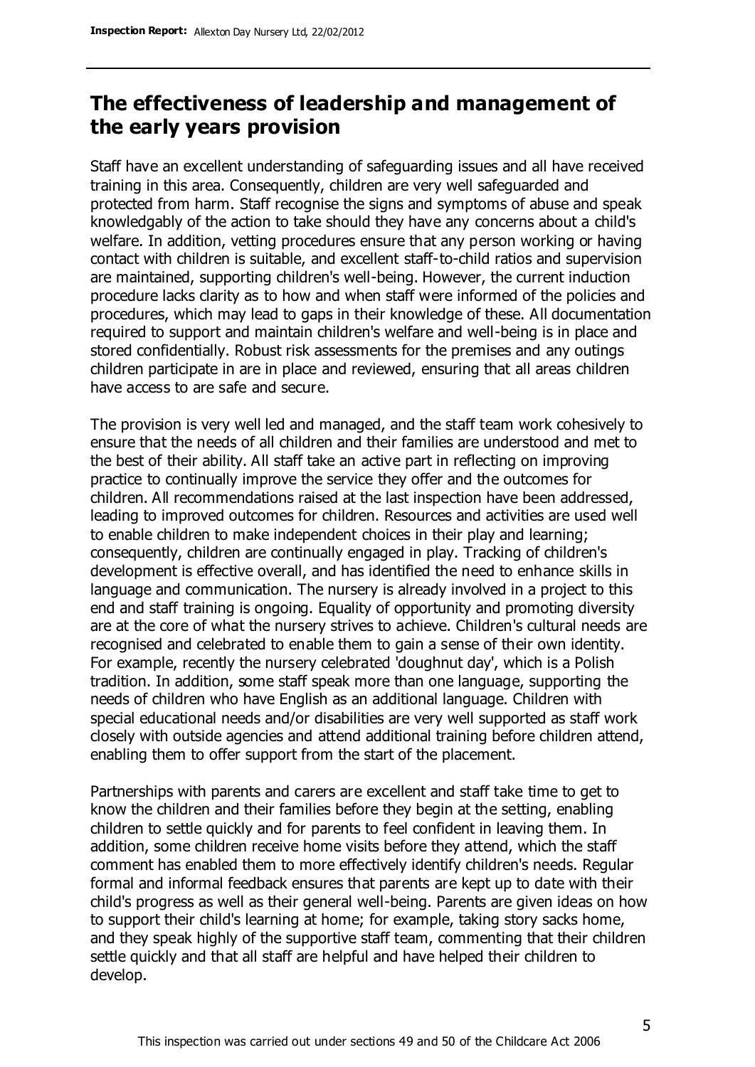## The effectiveness of leadership and management of the early years provision

Staff have an excellent understanding of safeguarding issues and all have received training in this area. Consequently, children are very well safeguarded and protected from harm. Staff recognise the signs and symptoms of abuse and speak knowledgably of the action to take should they have any concerns about a child's welfare. In addition, vetting procedures ensure that any person working or having contact with children is suitable, and excellent staff-to-child ratios and supervision are maintained, supporting children's well-being. However, the current induction procedure lacks clarity as to how and when staff were informed of the policies and procedures, which may lead to gaps in their knowledge of these. All documentation required to support and maintain children's welfare and well-being is in place and stored confidentially. Robust risk assessments for the premises and any outings children participate in are in place and reviewed, ensuring that all areas children have access to are safe and secure.

The provision is very well led and managed, and the staff team work cohesively to ensure that the needs of all children and their families are understood and met to the best of their ability. All staff take an active part in reflecting on improving practice to continually improve the service they offer and the outcomes for children. All recommendations raised at the last inspection have been addressed, leading to improved outcomes for children. Resources and activities are used well to enable children to make independent choices in their play and learning; consequently, children are continually engaged in play. Tracking of children's development is effective overall, and has identified the need to enhance skills in language and communication. The nursery is already involved in a project to this end and staff training is ongoing. Equality of opportunity and promoting diversity are at the core of what the nursery strives to achieve. Children's cultural needs are recognised and celebrated to enable them to gain a sense of their own identity. For example, recently the nursery celebrated 'doughnut day', which is a Polish tradition. In addition, some staff speak more than one language, supporting the needs of children who have English as an additional language. Children with special educational needs and/or disabilities are very well supported as staff work closely with outside agencies and attend additional training before children attend, enabling them to offer support from the start of the placement.

Partnerships with parents and carers are excellent and staff take time to get to know the children and their families before they begin at the setting, enabling children to settle quickly and for parents to feel confident in leaving them. In addition, some children receive home visits before they attend, which the staff comment has enabled them to more effectively identify children's needs. Regular formal and informal feedback ensures that parents are kept up to date with their child's progress as well as their general well-being. Parents are given ideas on how to support their child's learning at home; for example, taking story sacks home, and they speak highly of the supportive staff team, commenting that their children settle quickly and that all staff are helpful and have helped their children to develop.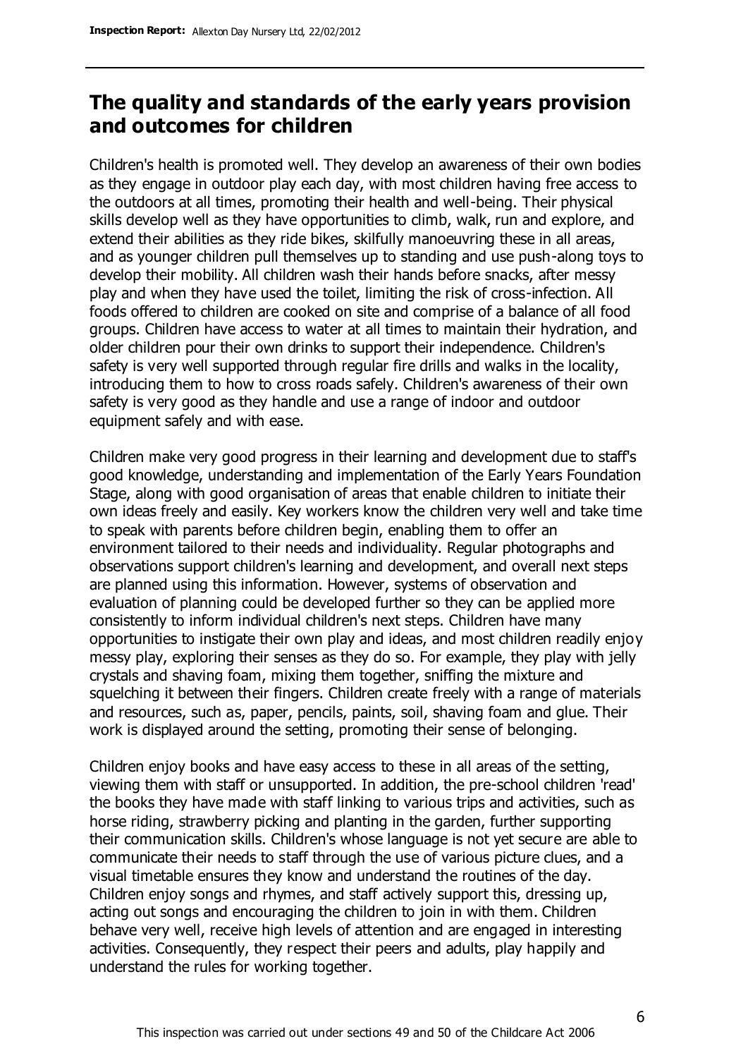## The quality and standards of the early years provision and outcomes for children

Children's health is promoted well. They develop an awareness of their own bodies as they engage in outdoor play each day, with most children having free access to the outdoors at all times, promoting their health and well-being. Their physical skills develop well as they have opportunities to climb, walk, run and explore, and extend their abilities as they ride bikes, skilfully manoeuvring these in all areas, and as younger children pull themselves up to standing and use push-along toys to develop their mobility. All children wash their hands before snacks, after messy play and when they have used the toilet, limiting the risk of cross-infection. All foods offered to children are cooked on site and comprise of a balance of all food groups. Children have access to water at all times to maintain their hydration, and older children pour their own drinks to support their independence. Children's safety is very well supported through regular fire drills and walks in the locality, introducing them to how to cross roads safely. Children's awareness of their own safety is very good as they handle and use a range of indoor and outdoor equipment safely and with ease.

Children make very good progress in their learning and development due to staff's good knowledge, understanding and implementation of the Early Years Foundation Stage, along with good organisation of areas that enable children to initiate their own ideas freely and easily. Key workers know the children very well and take time to speak with parents before children begin, enabling them to offer an environment tailored to their needs and individuality. Regular photographs and observations support children's learning and development, and overall next steps are planned using this information. However, systems of observation and evaluation of planning could be developed further so they can be applied more consistently to inform individual children's next steps. Children have many opportunities to instigate their own play and ideas, and most children readily enjoy messy play, exploring their senses as they do so. For example, they play with jelly crystals and shaving foam, mixing them together, sniffing the mixture and squelching it between their fingers. Children create freely with a range of materials and resources, such as, paper, pencils, paints, soil, shaving foam and glue. Their work is displayed around the setting, promoting their sense of belonging.

Children enjoy books and have easy access to these in all areas of the setting, viewing them with staff or unsupported. In addition, the pre-school children 'read' the books they have made with staff linking to various trips and activities, such as horse riding, strawberry picking and planting in the garden, further supporting their communication skills. Children's whose language is not yet secure are able to communicate their needs to staff through the use of various picture clues, and a visual timetable ensures they know and understand the routines of the day. Children enjoy songs and rhymes, and staff actively support this, dressing up, acting out songs and encouraging the children to join in with them. Children behave very well, receive high levels of attention and are engaged in interesting activities. Consequently, they respect their peers and adults, play happily and understand the rules for working together.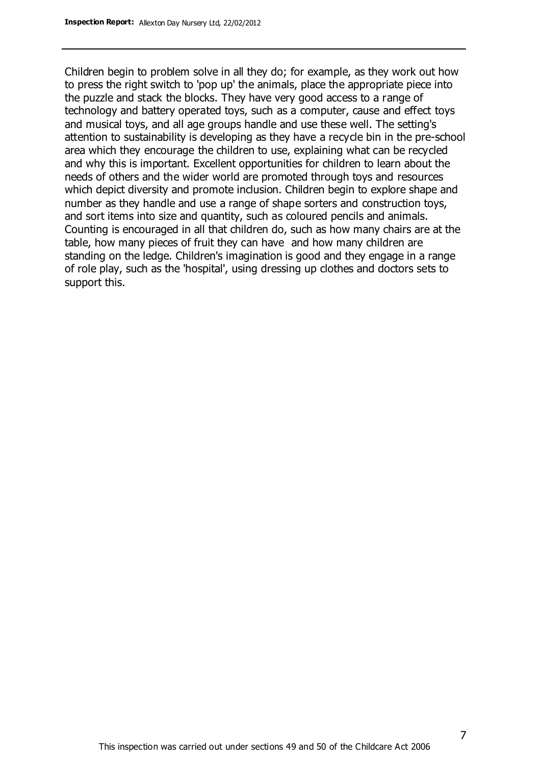Children begin to problem solve in all they do; for example, as they work out how to press the right switch to 'pop up' the animals, place the appropriate piece into the puzzle and stack the blocks. They have very good access to a range of technology and battery operated toys, such as a computer, cause and effect toys and musical toys, and all age groups handle and use these well. The setting's attention to sustainability is developing as they have a recycle bin in the pre-school area which they encourage the children to use, explaining what can be recycled and why this is important. Excellent opportunities for children to learn about the needs of others and the wider world are promoted through toys and resources which depict diversity and promote inclusion. Children begin to explore shape and number as they handle and use a range of shape sorters and construction toys, and sort items into size and quantity, such as coloured pencils and animals. Counting is encouraged in all that children do, such as how many chairs are at the table, how many pieces of fruit they can have and how many children are standing on the ledge. Children's imagination is good and they engage in a range of role play, such as the 'hospital', using dressing up clothes and doctors sets to support this.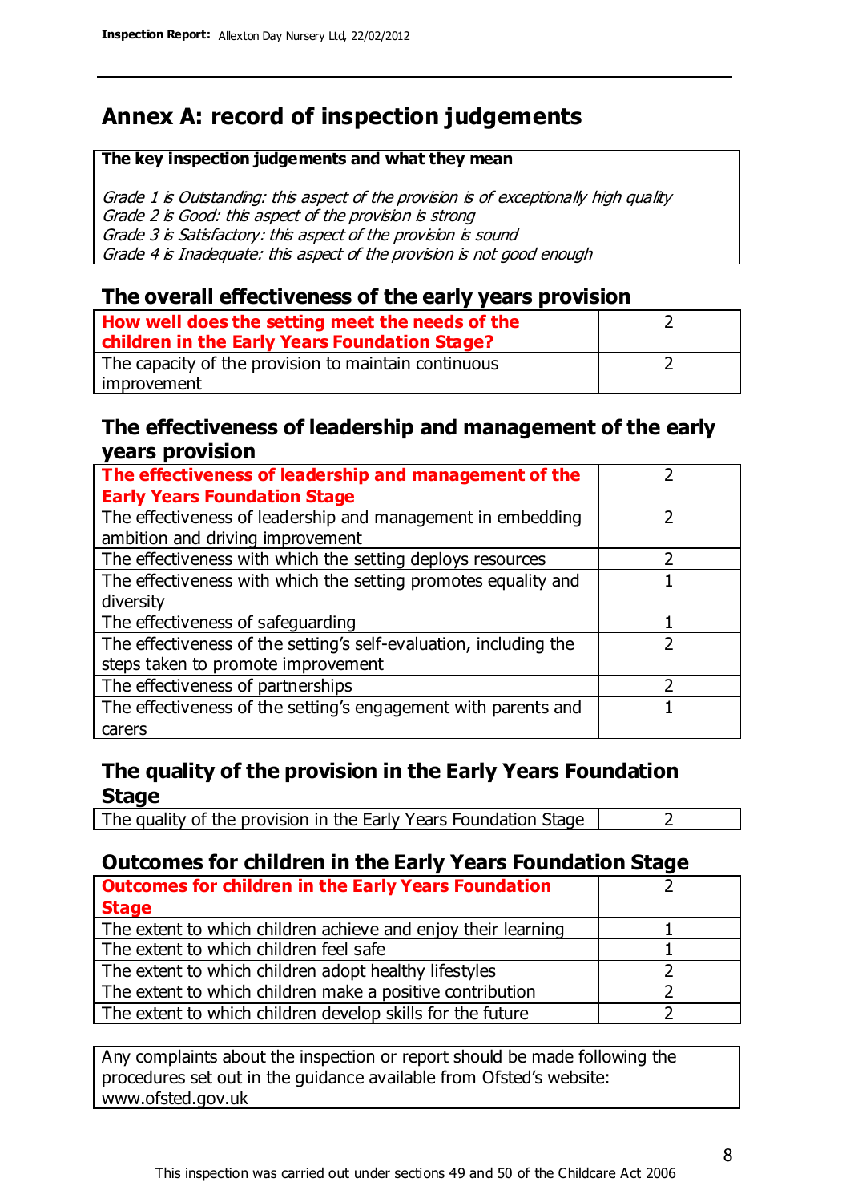# Annex A: record of inspection judgements

**The key inspection judgements and what they mean**

*Grade 1 is Outstanding: this aspect of the provision is of exceptionally high quality*
*Grade 2 is Good: this aspect of the provision is strong*
*Grade 3 is Satisfactory: this aspect of the provision is sound*
*Grade 4 is Inadequate: this aspect of the provision is not good enough*

## The overall effectiveness of the early years provision

| | |
|---|---|
| **How well does the setting meet the needs of the children in the Early Years Foundation Stage?** | 2 |
| The capacity of the provision to maintain continuous improvement | 2 |

## The effectiveness of leadership and management of the early years provision

| | |
|---|---|
| **The effectiveness of leadership and management of the Early Years Foundation Stage** | 2 |
| The effectiveness of leadership and management in embedding ambition and driving improvement | 2 |
| The effectiveness with which the setting deploys resources | 2 |
| The effectiveness with which the setting promotes equality and diversity | 1 |
| The effectiveness of safeguarding | 1 |
| The effectiveness of the setting's self-evaluation, including the steps taken to promote improvement | 2 |
| The effectiveness of partnerships | 2 |
| The effectiveness of the setting's engagement with parents and carers | 1 |

## The quality of the provision in the Early Years Foundation Stage

| | |
|---|---|
| The quality of the provision in the Early Years Foundation Stage | 2 |

## Outcomes for children in the Early Years Foundation Stage

| | |
|---|---|
| **Outcomes for children in the Early Years Foundation Stage** | 2 |
| The extent to which children achieve and enjoy their learning | 1 |
| The extent to which children feel safe | 1 |
| The extent to which children adopt healthy lifestyles | 2 |
| The extent to which children make a positive contribution | 2 |
| The extent to which children develop skills for the future | 2 |

Any complaints about the inspection or report should be made following the procedures set out in the guidance available from Ofsted's website: www.ofsted.gov.uk

This inspection was carried out under sections 49 and 50 of the Childcare Act 2006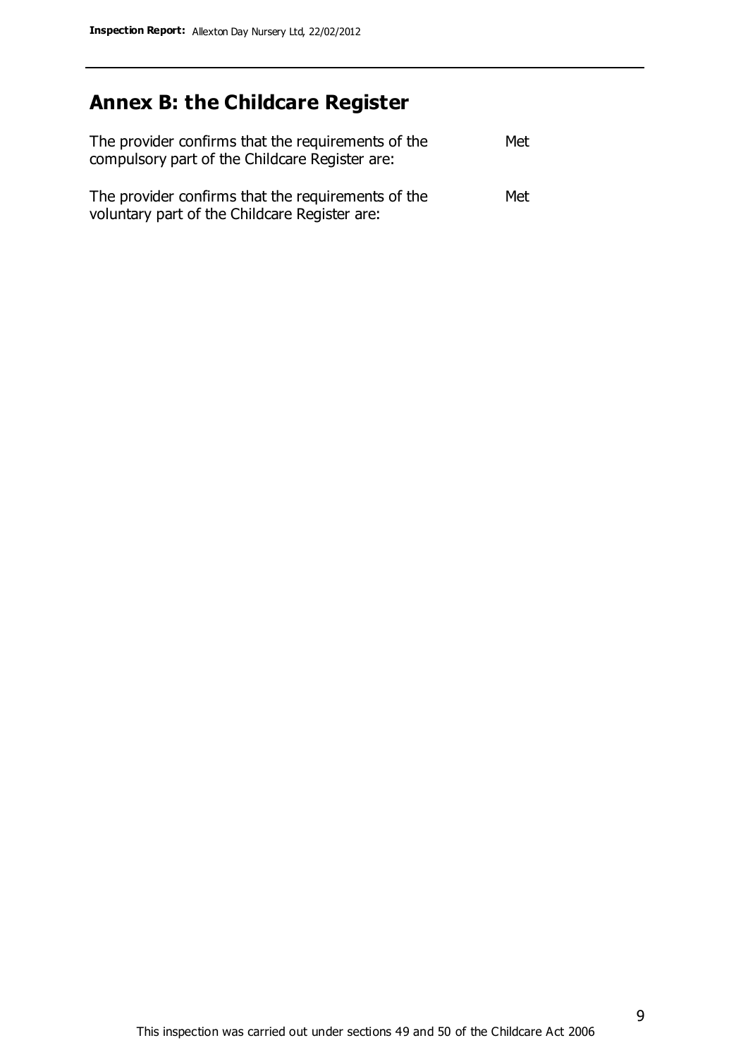## Annex B: the Childcare Register

| | |
|---|---|
| The provider confirms that the requirements of the compulsory part of the Childcare Register are: | Met |
| The provider confirms that the requirements of the voluntary part of the Childcare Register are: | Met |

This inspection was carried out under sections 49 and 50 of the Childcare Act 2006